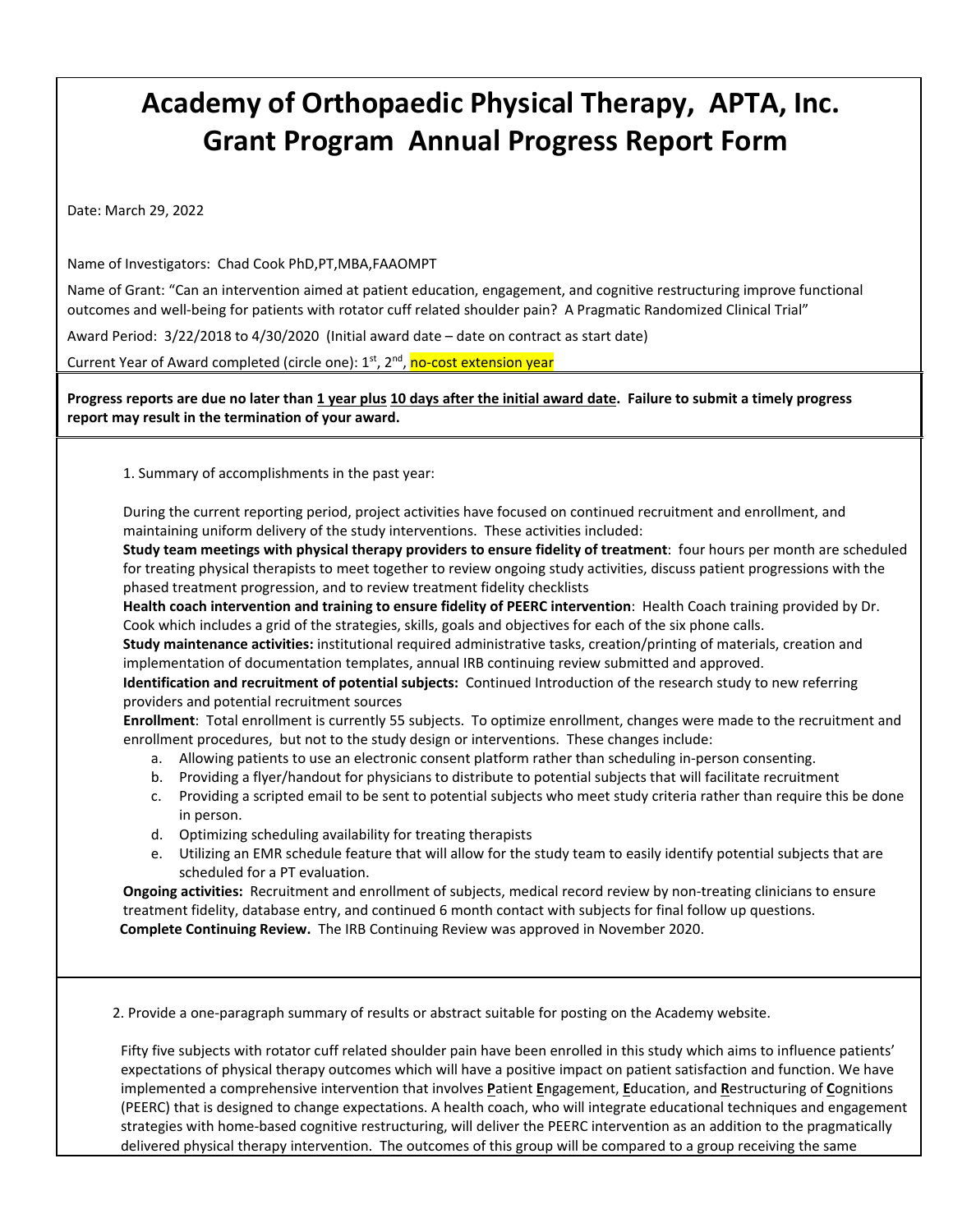# Academy of Orthopaedic Physical Therapy, APTA, Inc. Grant Program Annual Progress Report Form

Date: March 29, 2022

Name of Investigators: Chad Cook PhD,PT,MBA,FAAOMPT

Name of Grant: "Can an intervention aimed at patient education, engagement, and cognitive restructuring improve functional outcomes and well-being for patients with rotator cuff related shoulder pain? A Pragmatic Randomized Clinical Trial"

Award Period: 3/22/2018 to 4/30/2020 (Initial award date – date on contract as start date)

Current Year of Award completed (circle one): 1st, 2nd, no-cost extension year

**Progress reports are due no later than 1 year plus 10 days after the initial award date. Failure to submit a timely progress report may result in the termination of your award.**

1. Summary of accomplishments in the past year:

During the current reporting period, project activities have focused on continued recruitment and enrollment, and maintaining uniform delivery of the study interventions. These activities included:

**Study team meetings with physical therapy providers to ensure fidelity of treatment**: four hours per month are scheduled for treating physical therapists to meet together to review ongoing study activities, discuss patient progressions with the phased treatment progression, and to review treatment fidelity checklists

**Health coach intervention and training to ensure fidelity of PEERC intervention**: Health Coach training provided by Dr. Cook which includes a grid of the strategies, skills, goals and objectives for each of the six phone calls.

**Study maintenance activities:** institutional required administrative tasks, creation/printing of materials, creation and implementation of documentation templates, annual IRB continuing review submitted and approved.

**Identification and recruitment of potential subjects:** Continued Introduction of the research study to new referring providers and potential recruitment sources

**Enrollment**: Total enrollment is currently 55 subjects. To optimize enrollment, changes were made to the recruitment and enrollment procedures, but not to the study design or interventions. These changes include:

a. Allowing patients to use an electronic consent platform rather than scheduling in-person consenting.
b. Providing a flyer/handout for physicians to distribute to potential subjects that will facilitate recruitment
c. Providing a scripted email to be sent to potential subjects who meet study criteria rather than require this be done in person.
d. Optimizing scheduling availability for treating therapists
e. Utilizing an EMR schedule feature that will allow for the study team to easily identify potential subjects that are scheduled for a PT evaluation.

**Ongoing activities:** Recruitment and enrollment of subjects, medical record review by non-treating clinicians to ensure treatment fidelity, database entry, and continued 6 month contact with subjects for final follow up questions.

**Complete Continuing Review.** The IRB Continuing Review was approved in November 2020.

2. Provide a one-paragraph summary of results or abstract suitable for posting on the Academy website.

Fifty five subjects with rotator cuff related shoulder pain have been enrolled in this study which aims to influence patients' expectations of physical therapy outcomes which will have a positive impact on patient satisfaction and function. We have implemented a comprehensive intervention that involves **P**atient **E**ngagement, **E**ducation, and **R**estructuring of **C**ognitions (PEERC) that is designed to change expectations. A health coach, who will integrate educational techniques and engagement strategies with home-based cognitive restructuring, will deliver the PEERC intervention as an addition to the pragmatically delivered physical therapy intervention. The outcomes of this group will be compared to a group receiving the same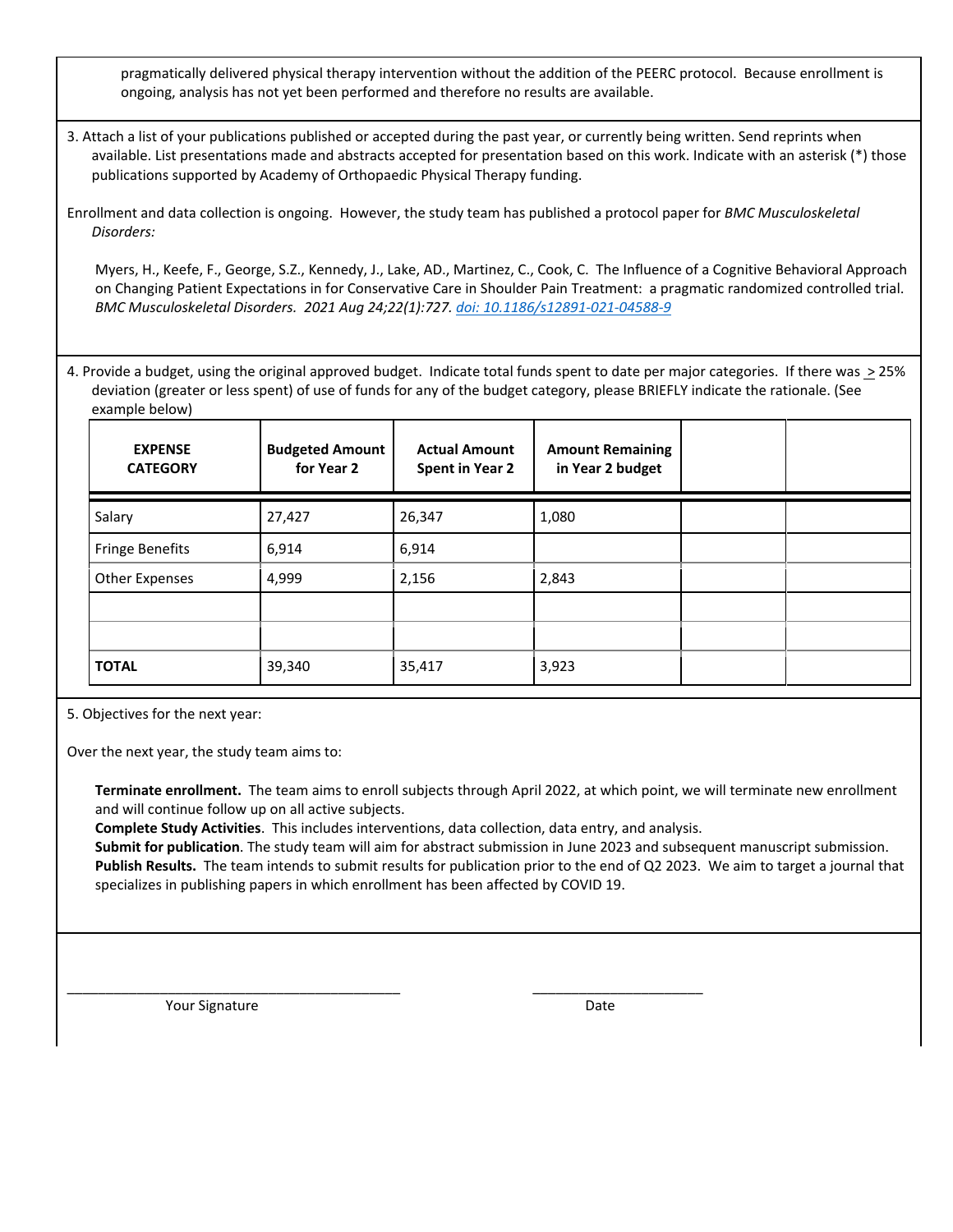pragmatically delivered physical therapy intervention without the addition of the PEERC protocol. Because enrollment is ongoing, analysis has not yet been performed and therefore no results are available.

3. Attach a list of your publications published or accepted during the past year, or currently being written. Send reprints when available. List presentations made and abstracts accepted for presentation based on this work. Indicate with an asterisk (*) those publications supported by Academy of Orthopaedic Physical Therapy funding.

Enrollment and data collection is ongoing. However, the study team has published a protocol paper for *BMC Musculoskeletal Disorders:*

Myers, H., Keefe, F., George, S.Z., Kennedy, J., Lake, AD., Martinez, C., Cook, C. The Influence of a Cognitive Behavioral Approach on Changing Patient Expectations in for Conservative Care in Shoulder Pain Treatment: a pragmatic randomized controlled trial. *BMC Musculoskeletal Disorders. 2021 Aug 24;22(1):727. doi: 10.1186/s12891-021-04588-9*

4. Provide a budget, using the original approved budget. Indicate total funds spent to date per major categories. If there was ≥ 25% deviation (greater or less spent) of use of funds for any of the budget category, please BRIEFLY indicate the rationale. (See example below)

| EXPENSE CATEGORY | Budgeted Amount for Year 2 | Actual Amount Spent in Year 2 | Amount Remaining in Year 2 budget | | |
|---|---|---|---|---|---|
| Salary | 27,427 | 26,347 | 1,080 | | |
| Fringe Benefits | 6,914 | 6,914 | | | |
| Other Expenses | 4,999 | 2,156 | 2,843 | | |
| | | | | | |
| | | | | | |
| **TOTAL** | 39,340 | 35,417 | 3,923 | | |

5. Objectives for the next year:

Over the next year, the study team aims to:

**Terminate enrollment.** The team aims to enroll subjects through April 2022, at which point, we will terminate new enrollment and will continue follow up on all active subjects.
**Complete Study Activities**. This includes interventions, data collection, data entry, and analysis.
**Submit for publication**. The study team will aim for abstract submission in June 2023 and subsequent manuscript submission.
**Publish Results.** The team intends to submit results for publication prior to the end of Q2 2023. We aim to target a journal that specializes in publishing papers in which enrollment has been affected by COVID 19.

_____________________________________________ &nbsp;&nbsp;&nbsp;&nbsp;&nbsp;&nbsp;&nbsp;&nbsp; _______________________

Your Signature &nbsp;&nbsp;&nbsp;&nbsp;&nbsp;&nbsp;&nbsp;&nbsp;&nbsp;&nbsp;&nbsp;&nbsp;&nbsp;&nbsp;&nbsp;&nbsp;&nbsp;&nbsp;&nbsp;&nbsp;&nbsp;&nbsp;&nbsp;&nbsp; Date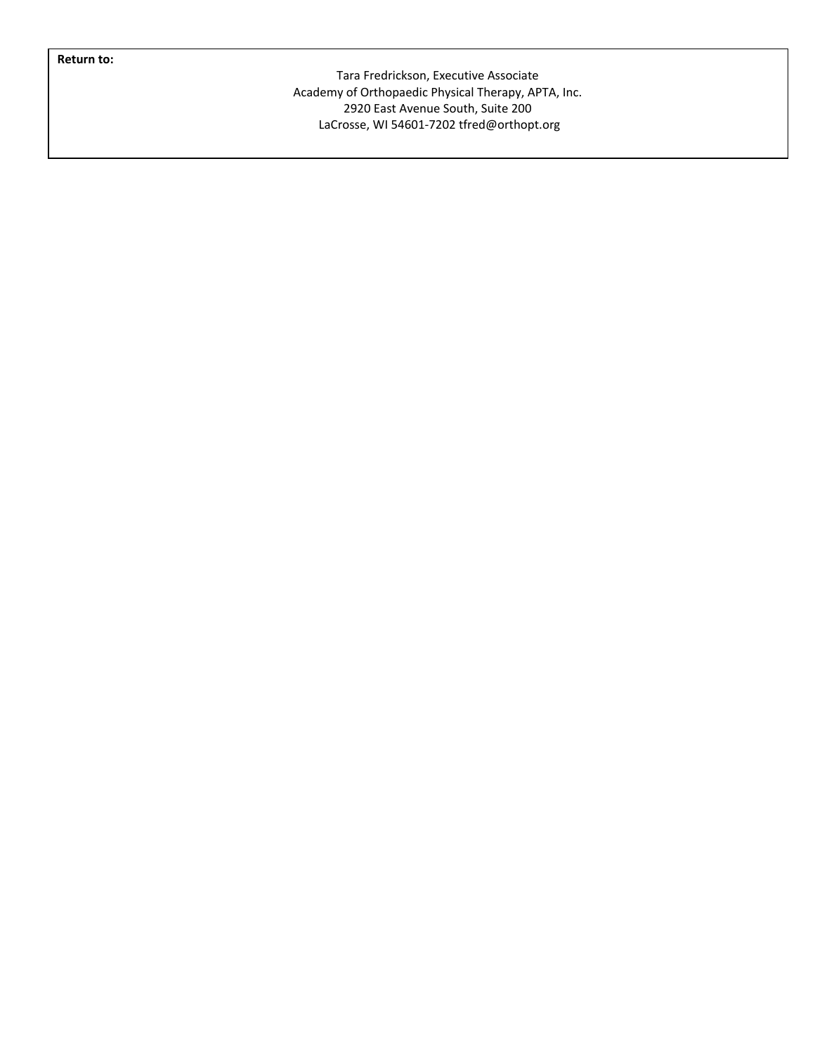**Return to:**

Tara Fredrickson, Executive Associate
Academy of Orthopaedic Physical Therapy, APTA, Inc.
2920 East Avenue South, Suite 200
LaCrosse, WI 54601-7202 tfred@orthopt.org